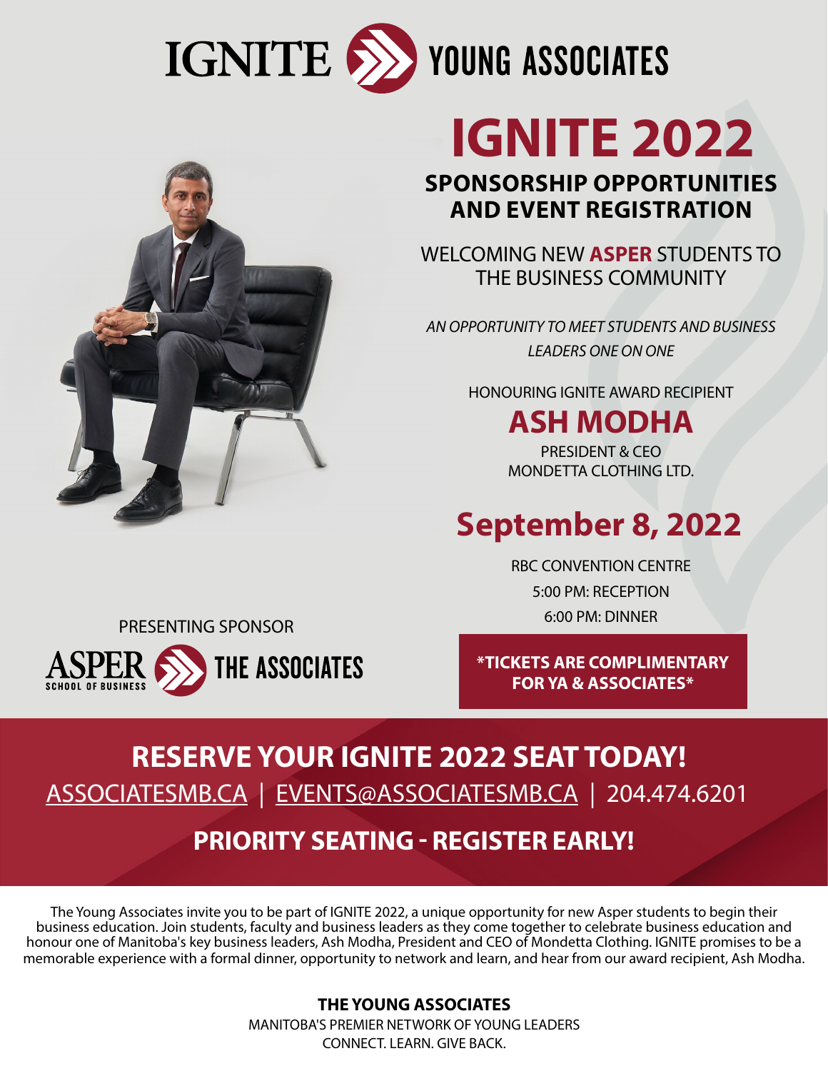# IGNITE YOUNG ASSOCIATES

# IGNITE 2022

## SPONSORSHIP OPPORTUNITIES AND EVENT REGISTRATION

WELCOMING NEW **ASPER** STUDENTS TO THE BUSINESS COMMUNITY

*AN OPPORTUNITY TO MEET STUDENTS AND BUSINESS LEADERS ONE ON ONE*

HONOURING IGNITE AWARD RECIPIENT

## ASH MODHA

PRESIDENT & CEO
MONDETTA CLOTHING LTD.

## September 8, 2022

RBC CONVENTION CENTRE

5:00 PM: RECEPTION

6:00 PM: DINNER

PRESENTING SPONSOR

ASPER SCHOOL OF BUSINESS THE ASSOCIATES

**\*TICKETS ARE COMPLIMENTARY FOR YA & ASSOCIATES\***

## RESERVE YOUR IGNITE 2022 SEAT TODAY!

ASSOCIATESMB.CA | EVENTS@ASSOCIATESMB.CA | 204.474.6201

## PRIORITY SEATING - REGISTER EARLY!

The Young Associates invite you to be part of IGNITE 2022, a unique opportunity for new Asper students to begin their business education. Join students, faculty and business leaders as they come together to celebrate business education and honour one of Manitoba's key business leaders, Ash Modha, President and CEO of Mondetta Clothing. IGNITE promises to be a memorable experience with a formal dinner, opportunity to network and learn, and hear from our award recipient, Ash Modha.

**THE YOUNG ASSOCIATES**

MANITOBA'S PREMIER NETWORK OF YOUNG LEADERS

CONNECT. LEARN. GIVE BACK.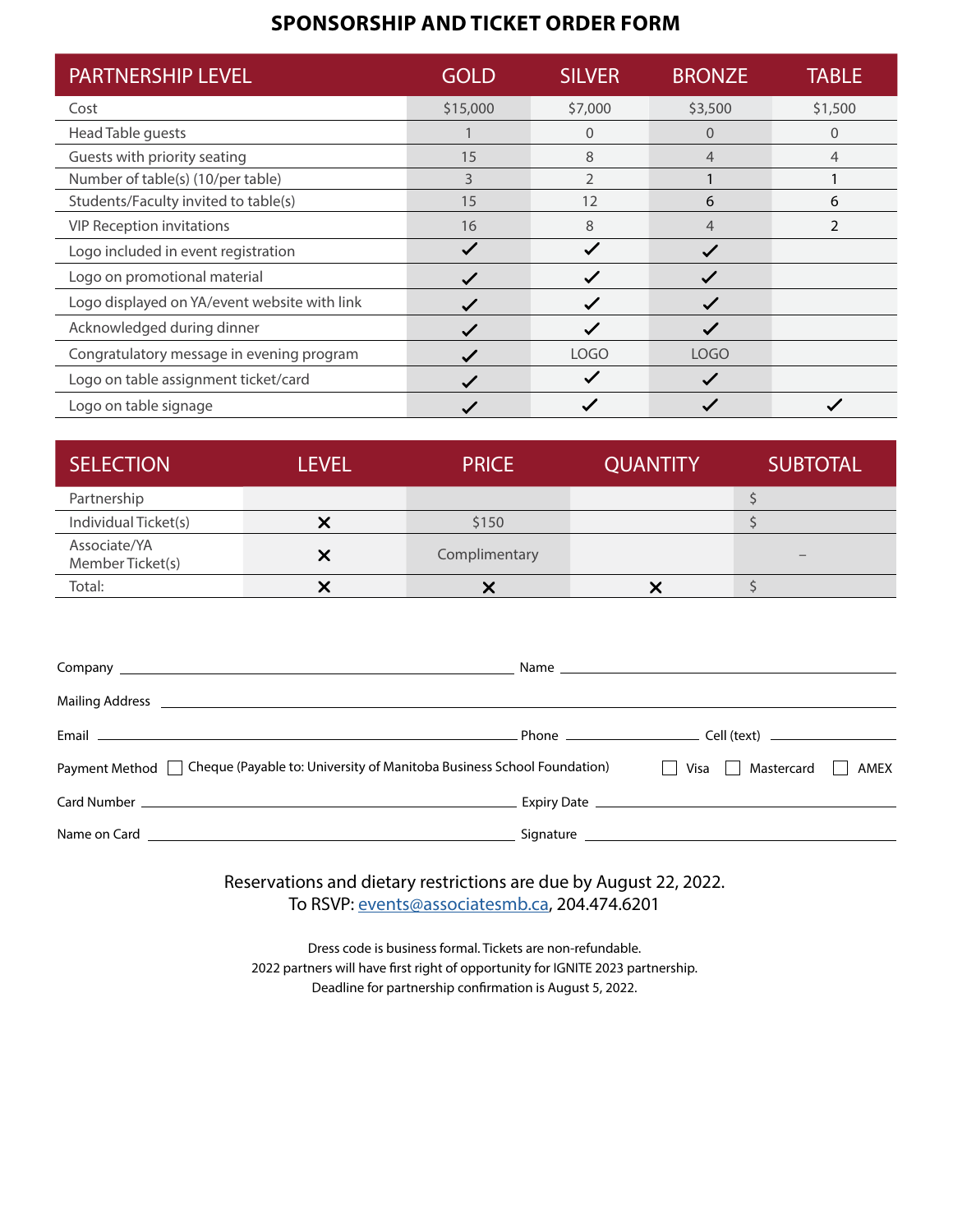# SPONSORSHIP AND TICKET ORDER FORM

| PARTNERSHIP LEVEL | GOLD | SILVER | BRONZE | TABLE |
|---|---|---|---|---|
| Cost | $15,000 | $7,000 | $3,500 | $1,500 |
| Head Table guests | 1 | 0 | 0 | 0 |
| Guests with priority seating | 15 | 8 | 4 | 4 |
| Number of table(s) (10/per table) | 3 | 2 | 1 | 1 |
| Students/Faculty invited to table(s) | 15 | 12 | 6 | 6 |
| VIP Reception invitations | 16 | 8 | 4 | 2 |
| Logo included in event registration | ✓ | ✓ | ✓ | |
| Logo on promotional material | ✓ | ✓ | ✓ | |
| Logo displayed on YA/event website with link | ✓ | ✓ | ✓ | |
| Acknowledged during dinner | ✓ | ✓ | ✓ | |
| Congratulatory message in evening program | ✓ | LOGO | LOGO | |
| Logo on table assignment ticket/card | ✓ | ✓ | ✓ | |
| Logo on table signage | ✓ | ✓ | ✓ | ✓ |

| SELECTION | LEVEL | PRICE | QUANTITY | SUBTOTAL |
|---|---|---|---|---|
| Partnership | | | | $ |
| Individual Ticket(s) | ✕ | $150 | | $ |
| Associate/YA Member Ticket(s) | ✕ | Complimentary | | – |
| Total: | ✕ | ✕ | ✕ | $ |

Company ______________________ Name ______________________

Mailing Address ______________________

Email ______________________ Phone ______________ Cell (text) ______________

Payment Method ☐ Cheque (Payable to: University of Manitoba Business School Foundation) ☐ Visa ☐ Mastercard ☐ AMEX

Card Number ______________________ Expiry Date ______________________

Name on Card ______________________ Signature ______________________

Reservations and dietary restrictions are due by August 22, 2022.
To RSVP: events@associatesmb.ca, 204.474.6201

Dress code is business formal. Tickets are non-refundable.
2022 partners will have first right of opportunity for IGNITE 2023 partnership.
Deadline for partnership confirmation is August 5, 2022.